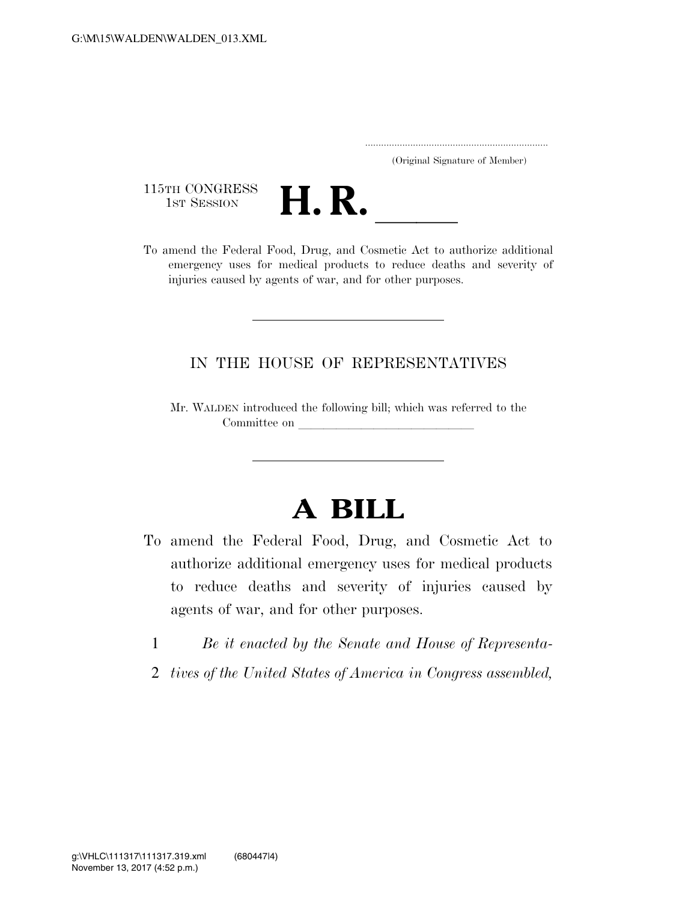(Original Signature of Member)

115TH CONGRESS
1ST SESSION

# H. R. \_\_\_\_\_\_

To amend the Federal Food, Drug, and Cosmetic Act to authorize additional emergency uses for medical products to reduce deaths and severity of injuries caused by agents of war, and for other purposes.

---

IN THE HOUSE OF REPRESENTATIVES

Mr. WALDEN introduced the following bill; which was referred to the Committee on \_\_\_\_\_\_\_\_\_\_\_\_\_\_\_\_\_\_\_\_\_\_\_\_\_\_\_\_

---

# A BILL

To amend the Federal Food, Drug, and Cosmetic Act to authorize additional emergency uses for medical products to reduce deaths and severity of injuries caused by agents of war, and for other purposes.

1 *Be it enacted by the Senate and House of Representa-*
2 *tives of the United States of America in Congress assembled,*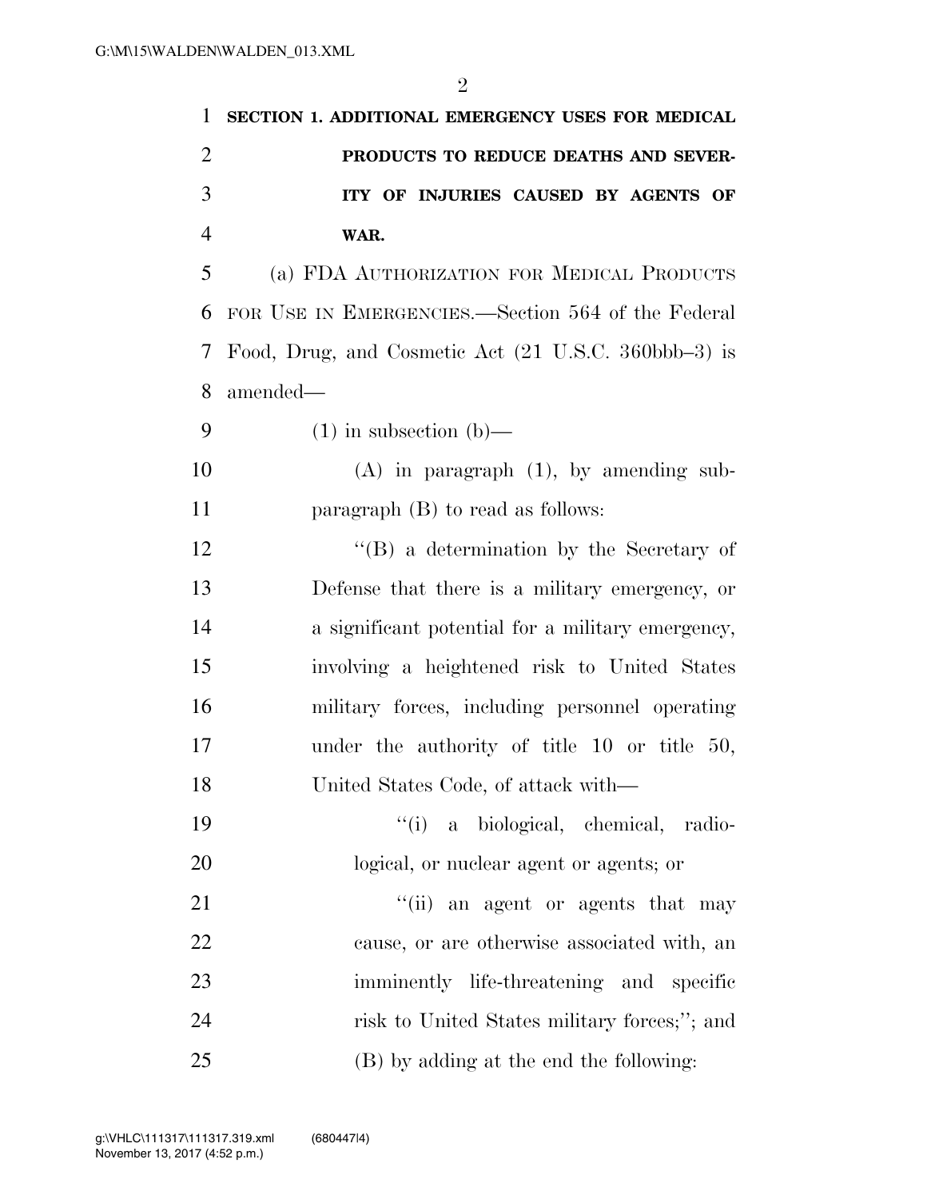**SECTION 1. ADDITIONAL EMERGENCY USES FOR MEDICAL PRODUCTS TO REDUCE DEATHS AND SEVERITY OF INJURIES CAUSED BY AGENTS OF WAR.**

(a) FDA AUTHORIZATION FOR MEDICAL PRODUCTS FOR USE IN EMERGENCIES.—Section 564 of the Federal Food, Drug, and Cosmetic Act (21 U.S.C. 360bbb–3) is amended—

(1) in subsection (b)—

(A) in paragraph (1), by amending subparagraph (B) to read as follows:

''(B) a determination by the Secretary of Defense that there is a military emergency, or a significant potential for a military emergency, involving a heightened risk to United States military forces, including personnel operating under the authority of title 10 or title 50, United States Code, of attack with—

''(i) a biological, chemical, radiological, or nuclear agent or agents; or

''(ii) an agent or agents that may cause, or are otherwise associated with, an imminently life-threatening and specific risk to United States military forces;''; and

(B) by adding at the end the following: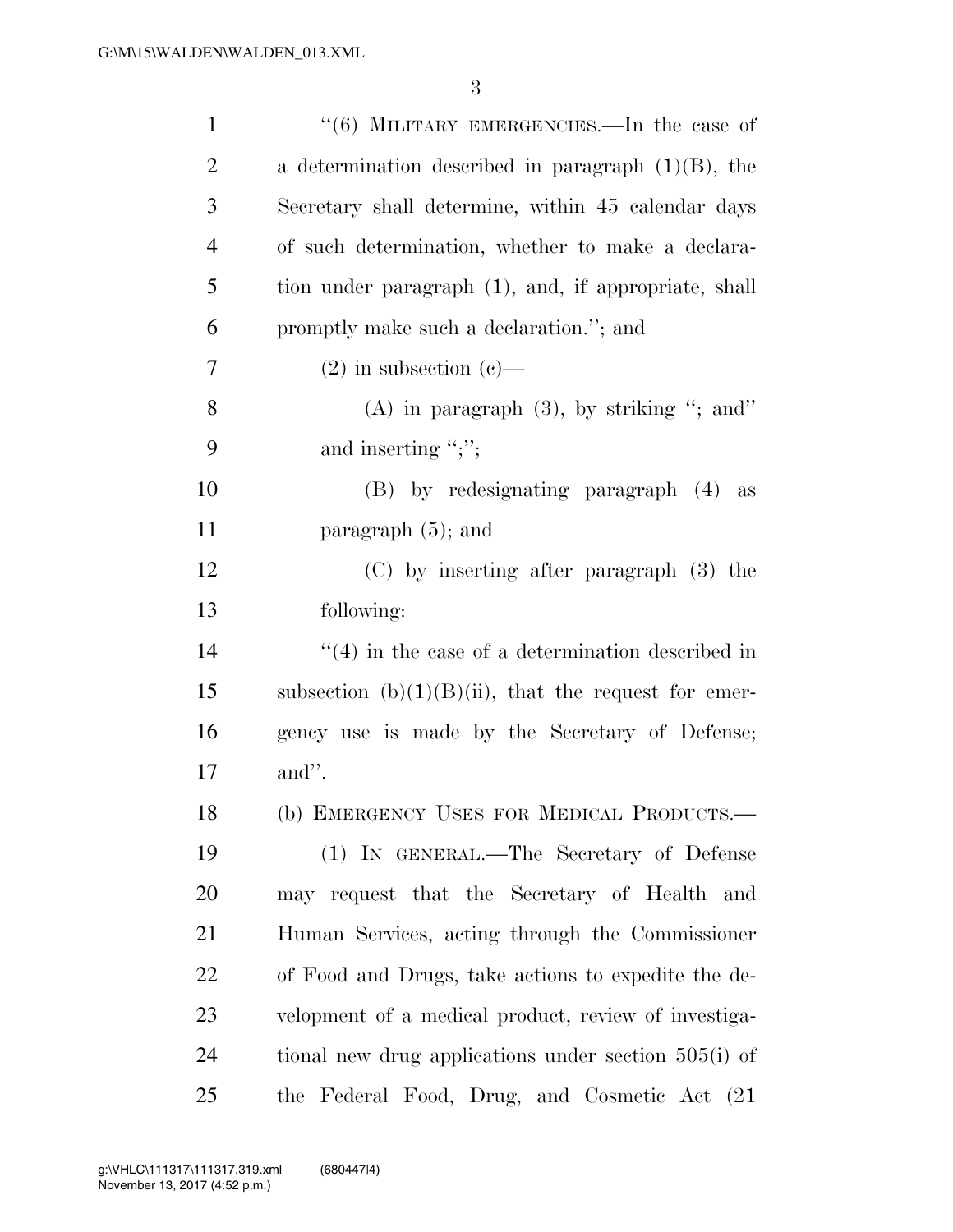"(6) MILITARY EMERGENCIES.—In the case of a determination described in paragraph (1)(B), the Secretary shall determine, within 45 calendar days of such determination, whether to make a declaration under paragraph (1), and, if appropriate, shall promptly make such a declaration."; and

(2) in subsection (c)—

(A) in paragraph (3), by striking "; and" and inserting ";";

(B) by redesignating paragraph (4) as paragraph (5); and

(C) by inserting after paragraph (3) the following:

"(4) in the case of a determination described in subsection (b)(1)(B)(ii), that the request for emergency use is made by the Secretary of Defense; and".

(b) EMERGENCY USES FOR MEDICAL PRODUCTS.—

(1) IN GENERAL.—The Secretary of Defense may request that the Secretary of Health and Human Services, acting through the Commissioner of Food and Drugs, take actions to expedite the development of a medical product, review of investigational new drug applications under section 505(i) of the Federal Food, Drug, and Cosmetic Act (21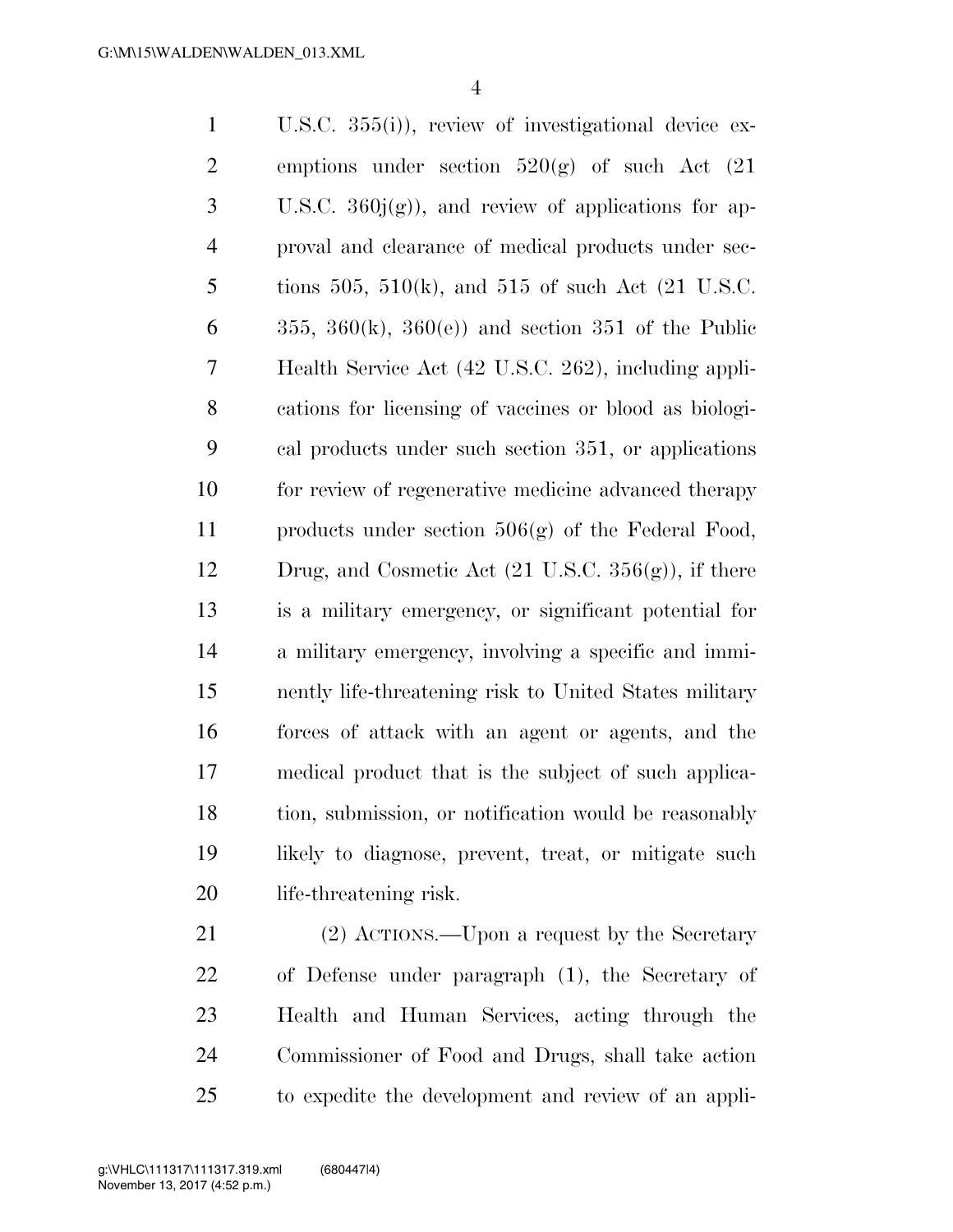U.S.C. 355(i)), review of investigational device exemptions under section 520(g) of such Act (21 U.S.C. 360j(g)), and review of applications for approval and clearance of medical products under sections 505, 510(k), and 515 of such Act (21 U.S.C. 355, 360(k), 360(e)) and section 351 of the Public Health Service Act (42 U.S.C. 262), including applications for licensing of vaccines or blood as biological products under such section 351, or applications for review of regenerative medicine advanced therapy products under section 506(g) of the Federal Food, Drug, and Cosmetic Act (21 U.S.C. 356(g)), if there is a military emergency, or significant potential for a military emergency, involving a specific and imminently life-threatening risk to United States military forces of attack with an agent or agents, and the medical product that is the subject of such application, submission, or notification would be reasonably likely to diagnose, prevent, treat, or mitigate such life-threatening risk.

(2) ACTIONS.—Upon a request by the Secretary of Defense under paragraph (1), the Secretary of Health and Human Services, acting through the Commissioner of Food and Drugs, shall take action to expedite the development and review of an appli-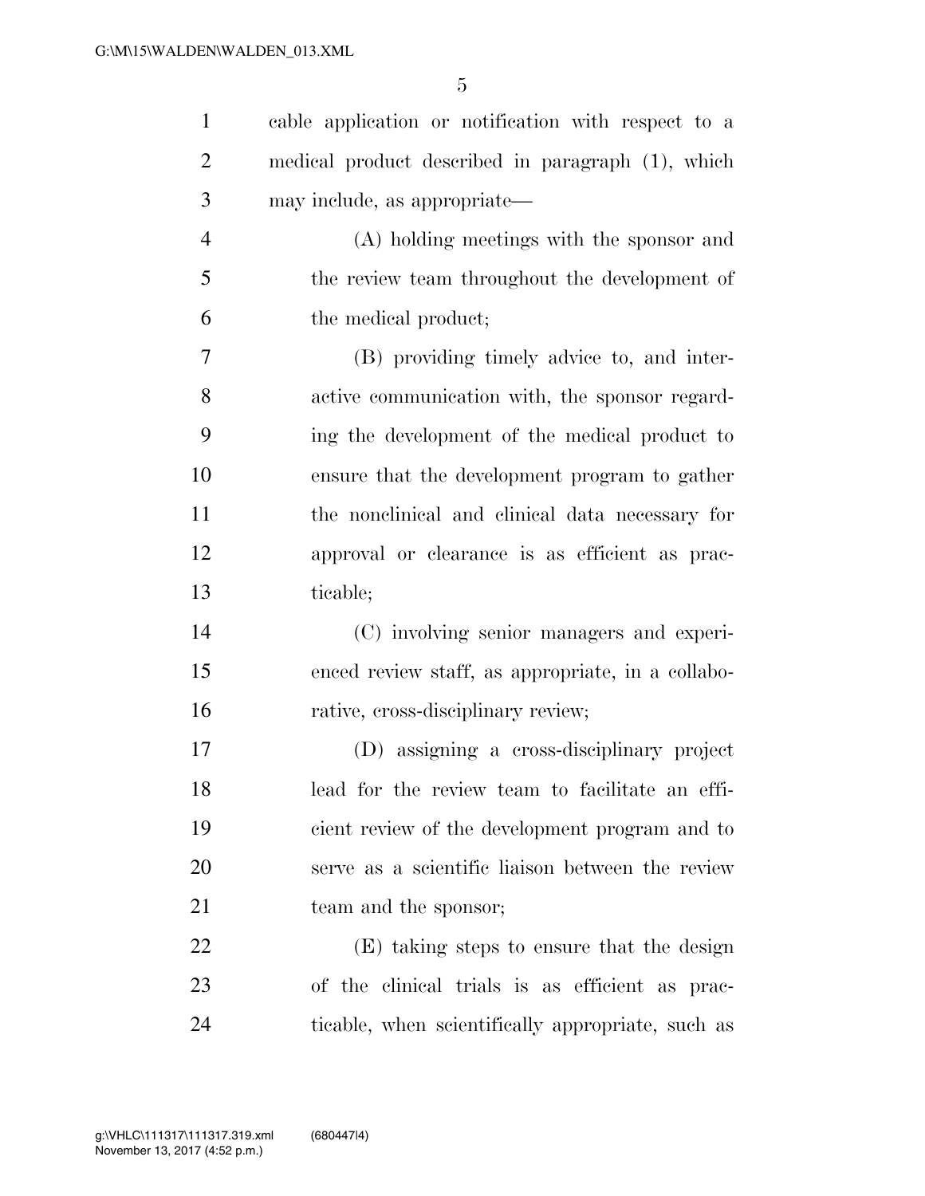cable application or notification with respect to a medical product described in paragraph (1), which may include, as appropriate—

(A) holding meetings with the sponsor and the review team throughout the development of the medical product;

(B) providing timely advice to, and interactive communication with, the sponsor regarding the development of the medical product to ensure that the development program to gather the nonclinical and clinical data necessary for approval or clearance is as efficient as practicable;

(C) involving senior managers and experienced review staff, as appropriate, in a collaborative, cross-disciplinary review;

(D) assigning a cross-disciplinary project lead for the review team to facilitate an efficient review of the development program and to serve as a scientific liaison between the review team and the sponsor;

(E) taking steps to ensure that the design of the clinical trials is as efficient as practicable, when scientifically appropriate, such as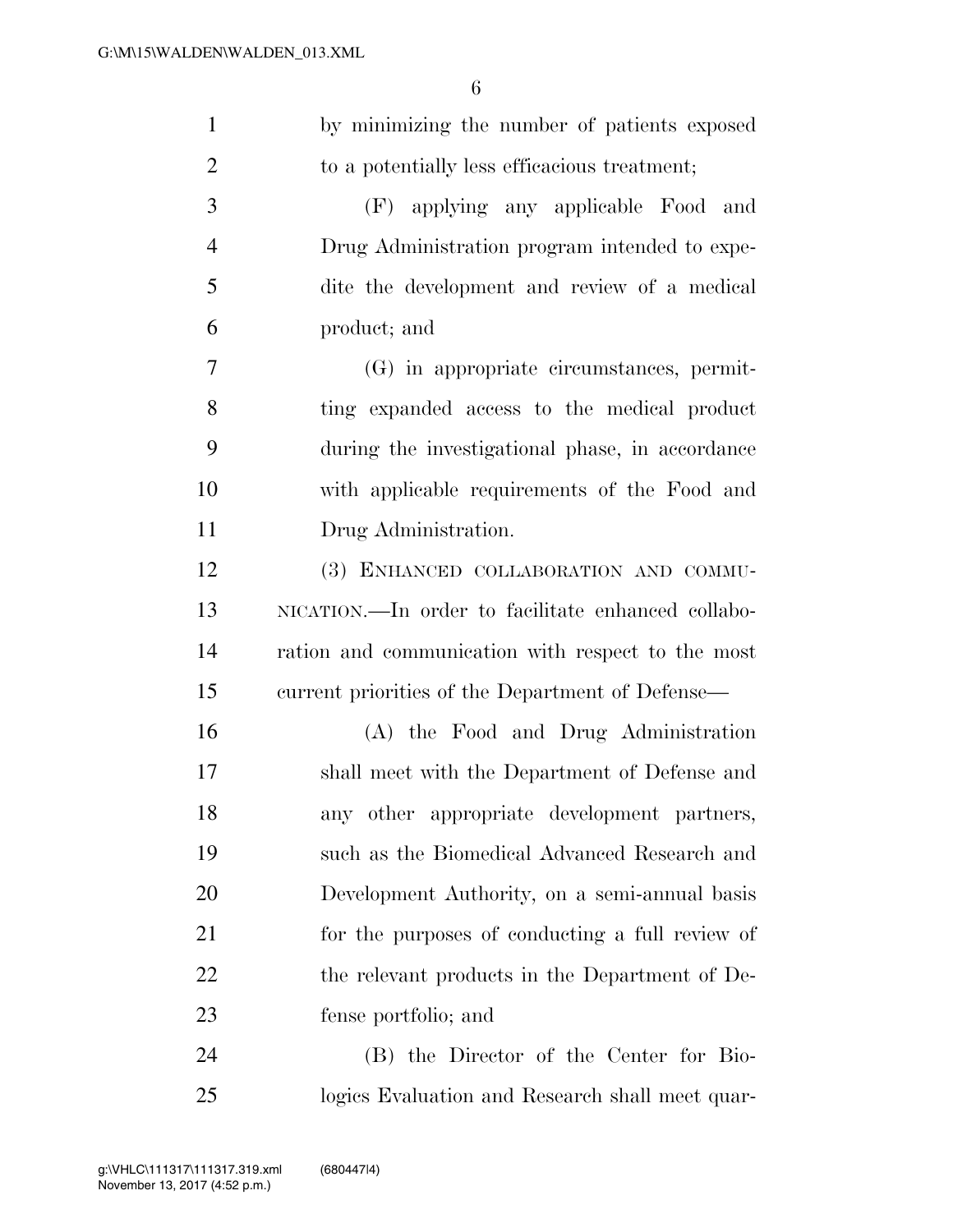by minimizing the number of patients exposed to a potentially less efficacious treatment;

(F) applying any applicable Food and Drug Administration program intended to expedite the development and review of a medical product; and

(G) in appropriate circumstances, permitting expanded access to the medical product during the investigational phase, in accordance with applicable requirements of the Food and Drug Administration.

(3) ENHANCED COLLABORATION AND COMMUNICATION.—In order to facilitate enhanced collaboration and communication with respect to the most current priorities of the Department of Defense—

(A) the Food and Drug Administration shall meet with the Department of Defense and any other appropriate development partners, such as the Biomedical Advanced Research and Development Authority, on a semi-annual basis for the purposes of conducting a full review of the relevant products in the Department of Defense portfolio; and

(B) the Director of the Center for Biologics Evaluation and Research shall meet quar-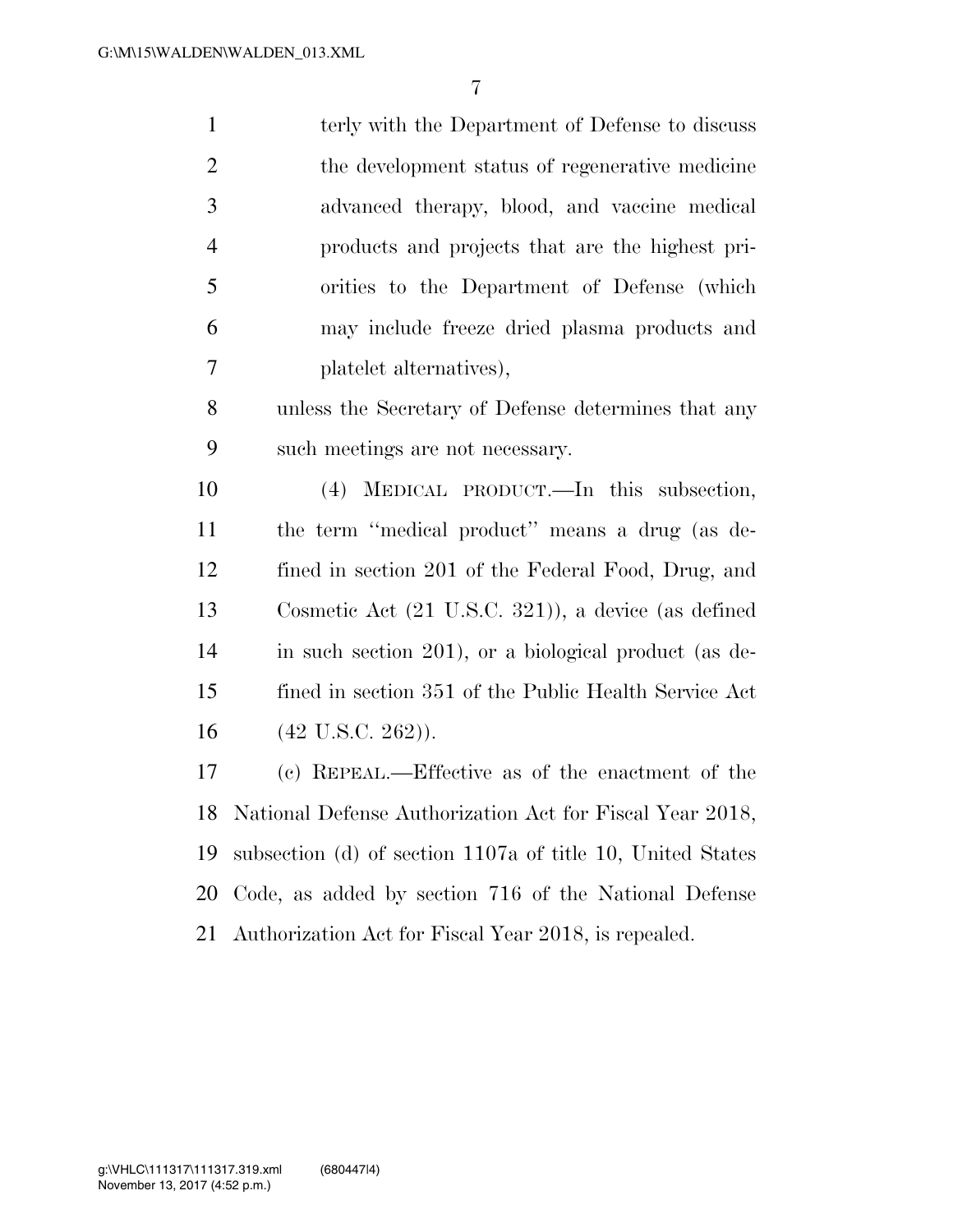terly with the Department of Defense to discuss the development status of regenerative medicine advanced therapy, blood, and vaccine medical products and projects that are the highest priorities to the Department of Defense (which may include freeze dried plasma products and platelet alternatives),

unless the Secretary of Defense determines that any such meetings are not necessary.

(4) MEDICAL PRODUCT.—In this subsection, the term ''medical product'' means a drug (as defined in section 201 of the Federal Food, Drug, and Cosmetic Act (21 U.S.C. 321)), a device (as defined in such section 201), or a biological product (as defined in section 351 of the Public Health Service Act (42 U.S.C. 262)).

(c) REPEAL.—Effective as of the enactment of the National Defense Authorization Act for Fiscal Year 2018, subsection (d) of section 1107a of title 10, United States Code, as added by section 716 of the National Defense Authorization Act for Fiscal Year 2018, is repealed.